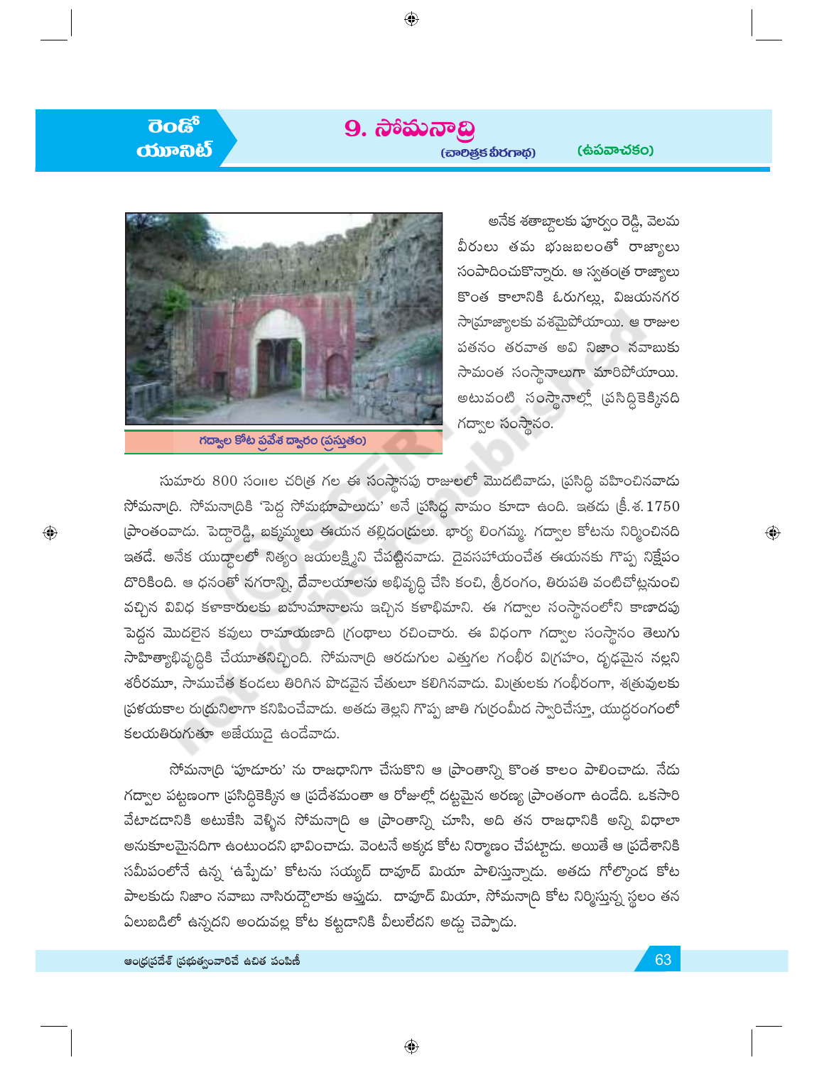రెండో యూనిట్

# 9. సోమనాద్రి

(చారిత్రక వీరగాథ) (ఉపవాచకం)

గద్వాల కోట ప్రవేశ ద్వారం (ప్రస్తుతం)

అనేక శతాబ్దాలకు పూర్వం రెడ్డి, వెలమ వీరులు తమ భుజబలంతో రాజ్యాలు సంపాదించుకొన్నారు. ఆ స్వతంత్ర రాజ్యాలు కొంత కాలానికి ఓరుగల్లు, విజయనగర సామ్రాజ్యాలకు వశమైపోయాయి. ఆ రాజుల పతనం తరవాత అవి నిజాం నవాబుకు సామంత సంస్థానాలుగా మారిపోయాయి. అటువంటి సంస్థానాల్లో ప్రసిద్ధికెక్కినది గద్వాల సంస్థానం.

సుమారు 800 సం॥ల చరిత్ర గల ఈ సంస్థానపు రాజులలో మొదటివాడు, ప్రసిద్ధి వహించినవాడు సోమనాద్రి. సోమనాద్రికి 'పెద్ద సోమభూపాలుడు' అనే ప్రసిద్ధ నామం కూడా ఉంది. ఇతడు క్రీ.శ.1750 ప్రాంతంవాడు. పెద్దారెడ్డి, బక్కమ్మలు ఈయన తల్లిదండ్రులు. భార్య లింగమ్మ. గద్వాల కోటను నిర్మించినది ఇతడే. అనేక యుద్ధాలలో నిత్యం జయలక్ష్మిని చేపట్టినవాడు. దైవసహాయంచేత ఈయనకు గొప్ప నిక్షేపం దొరికింది. ఆ ధనంతో నగరాన్ని, దేవాలయాలను అభివృద్ధి చేసి కంచి, శ్రీరంగం, తిరుపతి వంటిచోట్లనుంచి వచ్చిన వివిధ కళాకారులకు బహుమానాలను ఇచ్చిన కళాభిమాని. ఈ గద్వాల సంస్థానంలోని కాణాదపు పెద్దన మొదలైన కవులు రామాయణాది గ్రంథాలు రచించారు. ఈ విధంగా గద్వాల సంస్థానం తెలుగు సాహిత్యాభివృద్ధికి చేయూతనిచ్చింది. సోమనాద్రి ఆరడుగుల ఎత్తుగల గంభీర విగ్రహం, దృఢమైన నల్లని శరీరమూ, సాముచేత కండలు తిరిగిన పొడవైన చేతులూ కలిగినవాడు. మిత్రులకు గంభీరంగా, శత్రువులకు ప్రళయకాల రుద్రునిలాగా కనిపించేవాడు. అతడు తెల్లని గొప్ప జాతి గుర్రంమీద స్వారిచేస్తూ, యుద్ధరంగంలో కలయతిరుగుతూ అజేయుడై ఉండేవాడు.

సోమనాద్రి 'పూదూరు' ను రాజధానిగా చేసుకొని ఆ ప్రాంతాన్ని కొంత కాలం పాలించాడు. నేడు గద్వాల పట్టణంగా ప్రసిద్ధికెక్కిన ఆ ప్రదేశమంతా ఆ రోజుల్లో దట్టమైన అరణ్య ప్రాంతంగా ఉండేది. ఒకసారి వేటాడడానికి అటుకేసి వెళ్ళిన సోమనాద్రి ఆ ప్రాంతాన్ని చూసి, అది తన రాజధానికి అన్ని విధాలా అనుకూలమైనదిగా ఉంటుందని భావించాడు. వెంటనే అక్కడ కోట నిర్మాణం చేపట్టాడు. అయితే ఆ ప్రదేశానికి సమీపంలోనే ఉన్న 'ఉప్పేడు' కోటను సయ్యద్ దావూద్ మియా పాలిస్తున్నాడు. అతడు గోల్కొండ కోట పాలకుడు నిజాం నవాబు నాసిరుద్దౌలాకు ఆప్తుడు. దావూద్ మియా, సోమనాద్రి కోట నిర్మిస్తున్న స్థలం తన ఏలుబడిలో ఉన్నదని అందువల్ల కోట కట్టడానికి వీలులేదని అడ్డు చెప్పాడు.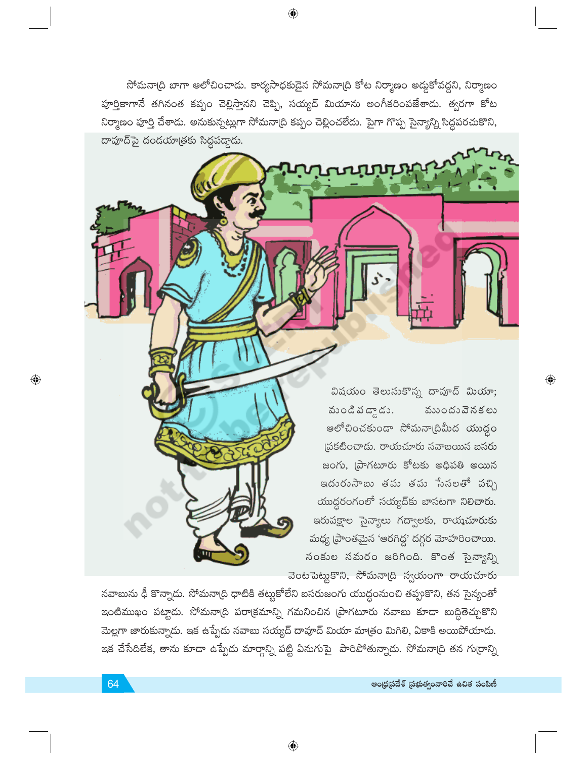సోమనాద్రి బాగా ఆలోచించాడు. కార్యసాధకుడైన సోమనాద్రి కోట నిర్మాణం అడ్డుకోవద్దని, నిర్మాణం పూర్తికాగానే తగినంత కప్పం చెల్లిస్తానని చెప్పి, సయ్యద్ మియాను అంగీకరింపజేశాడు. త్వరగా కోట నిర్మాణం పూర్తి చేశాడు. అనుకున్నట్లుగా సోమనాద్రి కప్పం చెల్లించలేదు. పైగా గొప్ప సైన్యాన్ని సిద్ధపరచుకొని, దావూద్‌పై దండయాత్రకు సిద్ధపడ్డాడు.

విషయం తెలుసుకొన్న దావూద్ మియా; మండిపడ్డాడు. ముందువెనకలు ఆలోచించకుండా సోమనాద్రిమీద యుద్ధం ప్రకటించాడు. రాయచూరు నవాబయిన బసరు జంగు, ప్రాగటూరు కోటకు అధిపతి అయిన ఇదురుసాబు తమ తమ సేనలతో వచ్చి యుద్ధరంగంలో సయ్యద్‌కు బాసటగా నిలిచారు. ఇరుపక్షాల సైన్యాలు గద్వాలకు, రాయచూరుకు మధ్య ప్రాంతమైన 'ఆరగిద్ద' దగ్గర మోహరించాయి. సంకుల సమరం జరిగింది. కొంత సైన్యాన్ని వెంటపెట్టుకొని, సోమనాద్రి స్వయంగా రాయచూరు నవాబును ఢీ కొన్నాడు. సోమనాద్రి ధాటికి తట్టుకోలేని బసరుజంగు యుద్ధంనుంచి తప్పుకొని, తన సైన్యంతో ఇంటిముఖం పట్టాడు. సోమనాద్రి పరాక్రమాన్ని గమనించిన ప్రాగటూరు నవాబు కూడా బుద్ధితెచ్చుకొని మెల్లగా జారుకున్నాడు. ఇక ఉప్పేడు నవాబు సయ్యద్ దావూద్ మియా మాత్రం మిగిలి, ఏకాకి అయిపోయాడు. ఇక చేసేదిలేక, తాను కూడా ఉప్పేడు మార్గాన్ని పట్టి ఏనుగుపై పారిపోతున్నాడు. సోమనాద్రి తన గుర్రాన్ని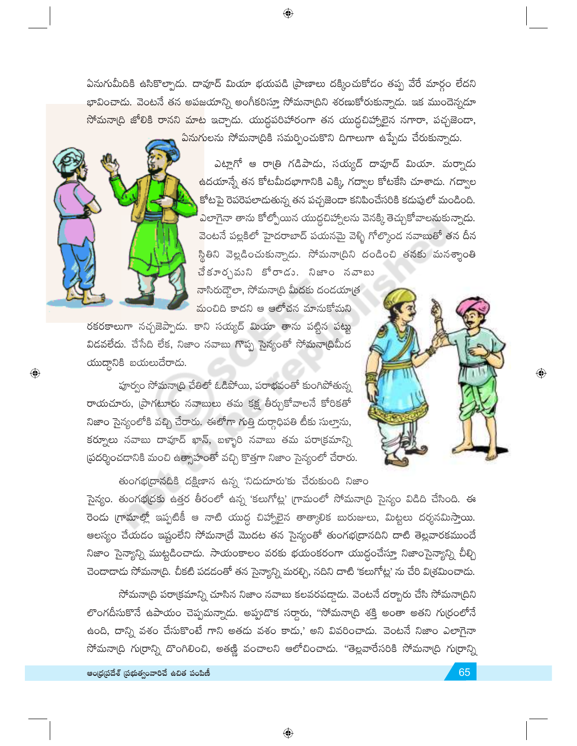ఏనుగుమీదికి ఉసికొల్పాడు. దావూద్ మియా భయపడి ప్రాణాలు దక్కించుకోడం తప్ప వేరే మార్గం లేదని భావించాడు. వెంటనే తన అపజయాన్ని అంగీకరిస్తూ సోమనాద్రిని శరణుకోరుకున్నాడు. ఇక ముందెన్నడూ సోమనాద్రి జోలికి రానని మాట ఇచ్చాడు. యుద్ధపరిహారంగా తన యుద్ధచిహ్నాలైన నగారా, పచ్చజెండా, ఏనుగులను సోమనాద్రికి సమర్పించుకొని దిగాలుగా ఉప్పేడు చేరుకున్నాడు.

ఎట్లాగో ఆ రాత్రి గడిపాడు, సయ్యద్ దావూద్ మియా. మర్నాడు ఉదయాన్నే తన కోటమీదభాగానికి ఎక్కి, గద్వాల కోటకేసి చూశాడు. గద్వాల కోటపై రెపరెపలాడుతున్న తన పచ్చజెండా కనిపించేసరికి కడుపులో మండింది. ఎలాగైనా తాను కోల్పోయిన యుద్ధచిహ్నాలను వెనక్కి తెచ్చుకోవాలనుకున్నాడు. వెంటనే పల్లకిలో హైదరాబాద్ పయనమై వెళ్ళి గోల్కొండ నవాబుతో తన దీన స్థితిని వెల్లడించుకున్నాడు. సోమనాద్రిని దండించి తనకు మనశ్శాంతి చేకూర్చమని కోరాడు. నిజాం నవాబు నాసిరుద్దౌలా, సోమనాద్రి మీదకు దండయాత్ర మంచిది కాదని ఆ ఆలోచన మానుకోమని రకరకాలుగా నచ్చజెప్పాడు. కాని సయ్యద్ మియా తాను పట్టిన పట్టు విడవలేదు. చేసేది లేక, నిజాం నవాబు గొప్ప సైన్యంతో సోమనాద్రిమీద యుద్ధానికి బయలుదేరాడు.

పూర్వం సోమనాద్రి చేతిలో ఓడిపోయి, పరాభవంతో కుంగిపోతున్న రాయచూరు, ప్రాగటూరు నవాబులు తమ కక్ష తీర్చుకోవాలనే కోరికతో నిజాం సైన్యంలోకి వచ్చి చేరారు. ఈలోగా గుత్తి దుర్గాధిపతి టీకు సుల్తాను, కర్నూలు నవాబు దావూద్ ఖాన్, బళ్ళారి నవాబు తమ పరాక్రమాన్ని ప్రదర్శించడానికి మంచి ఉత్సాహంతో వచ్చి కొత్తగా నిజాం సైన్యంలో చేరారు.

తుంగభద్రానదికి దక్షిణాన ఉన్న 'నిడుదూరు'కు చేరుకుంది నిజాం సైన్యం. తుంగభద్రకు ఉత్తర తీరంలో ఉన్న 'కలుగోట్ల' గ్రామంలో సోమనాద్రి సైన్యం విడిది చేసింది. ఈ రెండు గ్రామాల్లో ఇప్పటికీ ఆ నాటి యుద్ధ చిహ్నాలైన తాత్కాలిక బురుజులు, మిట్టలు దర్శనమిస్తాయి. ఆలస్యం చేయడం ఇష్టంలేని సోమనాద్రే మొదట తన సైన్యంతో తుంగభద్రానదిని దాటి తెల్లవారకముందే నిజాం సైన్యాన్ని ముట్టడించాడు. సాయంకాలం వరకు భయంకరంగా యుద్ధంచేస్తూ నిజాంసైన్యాన్ని చీల్చి చెండాడాడు సోమనాద్రి. చీకటి పడడంతో తన సైన్యాన్ని మరల్చి, నదిని దాటి 'కలుగోట్ల' ను చేరి విశ్రమించాడు.

సోమనాద్రి పరాక్రమాన్ని చూసిన నిజాం నవాబు కలవరపడ్డాడు. వెంటనే దర్బారు చేసి సోమనాద్రిని లొంగదీసుకొనే ఉపాయం చెప్పమన్నాడు. అప్పుడొక సర్దారు, "సోమనాద్రి శక్తి అంతా అతని గుర్రంలోనే ఉంది, దాన్ని వశం చేసుకొంటే గాని అతడు వశం కాడు,' అని వివరించాడు. వెంటనే నిజాం ఎలాగైనా సోమనాద్రి గుర్రాన్ని దొంగిలించి, అతణ్ణి వంచాలని ఆలోచించాడు. "తెల్లవారేసరికి సోమనాద్రి గుర్రాన్ని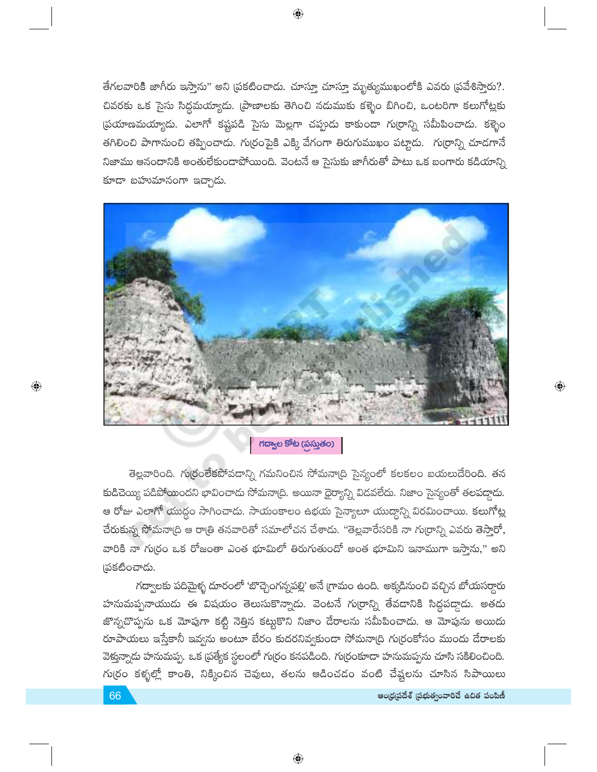తేగలవారికి జాగీరు ఇస్తాను" అని ప్రకటించాడు. చూస్తూ చూస్తూ మృత్యుముఖంలోకి ఎవరు ప్రవేశిస్తారు?. చివరకు ఒక సైసు సిద్ధమయ్యాడు. ప్రాణాలకు తెగించి నడుముకు కళ్ళెం బిగించి, ఒంటరిగా కలుగోట్లకు ప్రయాణమయ్యాడు. ఎలాగో కష్టపడి సైసు మెల్లగా చప్పుడు కాకుండా గుర్రాన్ని సమీపించాడు. కళ్ళెం తగిలించి పాగానుంచి తప్పించాడు. గుర్రంపైకి ఎక్కి వేగంగా తిరుగుముఖం పట్టాడు. గుర్రాన్ని చూడగానే నిజాము ఆనందానికి అంతులేకుండాపోయింది. వెంటనే ఆ సైసుకు జాగీరుతో పాటు ఒక బంగారు కడియాన్ని కూడా బహుమానంగా ఇచ్చాడు.

గద్వాల కోట (ప్రస్తుతం)

తెల్లవారింది. గుర్రంలేకపోవడాన్ని గమనించిన సోమనాద్రి సైన్యంలో కలకలం బయలుదేరింది. తన కుడిచెయ్యి పడిపోయిందని భావించాడు సోమనాద్రి. అయినా ధైర్యాన్ని విడవలేదు. నిజాం సైన్యంతో తలపడ్డాడు. ఆ రోజు ఎలాగో యుద్ధం సాగించాడు. సాయంకాలం ఉభయ సైన్యాలూ యుద్ధాన్ని విరమించాయి. కలుగోట్ల చేరుకున్న సోమనాద్రి ఆ రాత్రి తనవారితో సమాలోచన చేశాడు. "తెల్లవారేసరికి నా గుర్రాన్ని ఎవరు తెస్తారో, వారికి నా గుర్రం ఒక రోజంతా ఎంత భూమిలో తిరుగుతుందో అంత భూమిని ఇనాముగా ఇస్తాను," అని ప్రకటించాడు.

గద్వాలకు పదిమైళ్ళ దూరంలో 'బొచ్చెంగన్నపల్లి' అనే గ్రామం ఉంది. అక్కడినుంచి వచ్చిన బోయసర్దారు హనుమప్పనాయుడు ఈ విషయం తెలుసుకొన్నాడు. వెంటనే గుర్రాన్ని తేవడానికి సిద్ధపడ్డాడు. అతడు జొన్నచొప్పను ఒక మోపుగా కట్టి నెత్తిన కట్టుకొని నిజాం డేరాలను సమీపించాడు. ఆ మోపును అయిదు రూపాయలు ఇస్తేకానీ ఇవ్వను అంటూ బేరం కుదరనివ్వకుండా సోమనాద్రి గుర్రంకోసం ముందు డేరాలకు వెళ్తున్నాడు హనుమప్ప. ఒక ప్రత్యేక స్థలంలో గుర్రం కనపడింది. గుర్రంకూడా హనుమప్పను చూసి సకిలించింది. గుర్రం కళ్ళల్లో కాంతి, నిక్కించిన చెవులు, తలను ఆడించడం వంటి చేష్టలను చూసిన సిపాయిలు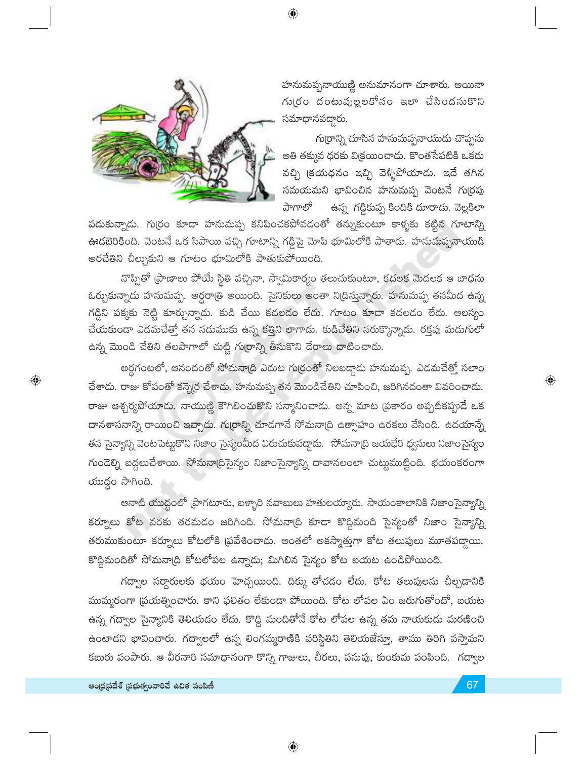హనుమప్పనాయుణ్ణి అనుమానంగా చూశారు. అయినా గుర్రం దంటుపుల్లలకోసం ఇలా చేసిందనుకొని సమాధానపడ్డారు.

గుర్రాన్ని చూసిన హనుమప్పనాయుడు చొప్పను అతి తక్కువ ధరకు విక్రయించాడు. కొంతసేపటికి ఒకడు వచ్చి క్రయధనం ఇచ్చి వెళ్ళిపోయాడు. ఇదే తగిన సమయమని భావించిన హనుమప్ప వెంటనే గుర్రపు పాగాలో ఉన్న గడ్డికుప్ప కిందికి దూరాడు. వెల్లకిలా పడుకున్నాడు. గుర్రం కూడా హనుమప్ప కనిపించకపోవడంతో తన్నుకుంటూ కాళ్ళకు కట్టిన గూటాన్ని ఊడబెరికింది. వెంటనే ఒక సిపాయి వచ్చి గూటాన్ని గడ్డిపై మోపి భూమిలోకి పాతాడు. హనుమప్పనాయుడి అరచేతిని చీల్చుకుని ఆ గూటం భూమిలోకి పాతుకుపోయింది.

నొప్పితో ప్రాణాలు పోయే స్థితి వచ్చినా, స్వామికార్యం తలుచుకుంటూ, కదలక మెదలక ఆ బాధను ఓర్చుకున్నాడు హనుమప్ప. అర్ధరాత్రి అయింది. సైనికులు అంతా నిద్రిస్తున్నారు. హనుమప్ప తనమీద ఉన్న గడ్డిని పక్కకు నెట్టి కూర్చున్నాడు. కుడి చేయి కదలడం లేదు. గూటం కూడా కదలడం లేదు. ఆలస్యం చేయకుండా ఎడమచేత్తో తన నడుముకు ఉన్న కత్తిని లాగాడు. కుడిచేతిని నరుక్కొన్నాడు. రక్తపు మడుగులో ఉన్న మొండి చేతిని తలపాగాలో చుట్టి గుర్రాన్ని తీసుకొని దేరాలు దాటించాడు.

అర్ధగంటలో, ఆనందంతో సోమనాద్రి ఎదుట గుర్రంతో నిలబడ్డాడు హనుమప్ప. ఎడమచేత్తో సలాం చేశాడు. రాజు కోపంతో కన్నెర్ర చేశాడు. హనుమప్ప తన మొండిచేతిని చూపించి, జరిగినదంతా వివరించాడు. రాజు ఆశ్చర్యపోయాడు. నాయుణ్ణి కౌగిలించుకొని సన్మానించాడు. అన్న మాట ప్రకారం అప్పటికప్పుడే ఒక దానశాసనాన్ని రాయించి ఇచ్చాడు. గుర్రాన్ని చూడగానే సోమనాద్రి ఉత్సాహం ఉరకలు వేసింది. ఉదయాన్నే తన సైన్యాన్ని వెంటపెట్టుకొని నిజాం సైన్యంమీద విరుచుకుపడ్డాడు. సోమనాద్రి జయభేరి ధ్వనులు నిజాంసైన్యం గుండెల్ని బద్దలుచేశాయి. సోమనాద్రిసైన్యం నిజాంసైన్యాన్ని దావానలంలా చుట్టుముట్టింది. భయంకరంగా యుద్ధం సాగింది.

ఆనాటి యుద్ధంలో ప్రాగటూరు, బళ్ళారి నవాబులు హతులయ్యారు. సాయంకాలానికి నిజాంసైన్యాన్ని కర్నూలు కోట వరకు తరమడం జరిగింది. సోమనాద్రి కూడా కొద్దిమంది సైన్యంతో నిజాం సైన్యాన్ని తరుముకుంటూ కర్నూలు కోటలోకి ప్రవేశించాడు. అంతలో అకస్మాత్తుగా కోట తలుపులు మూతపడ్డాయి. కొద్దిమందితో సోమనాద్రి కోటలోపల ఉన్నాడు; మిగిలిన సైన్యం కోట బయట ఉండిపోయింది.

గద్వాల సర్దారులకు భయం హెచ్చయింది. దిక్కు తోచడం లేదు. కోట తలుపులను చీల్చడానికి ముమ్మరంగా ప్రయత్నించారు. కాని ఫలితం లేకుండా పోయింది. కోట లోపల ఏం జరుగుతోందో, బయట ఉన్న గద్వాల సైన్యానికి తెలియడం లేదు. కొద్ది మందితోనే కోట లోపల ఉన్న తమ నాయకుడు మరణించి ఉంటాడని భావించారు. గద్వాలలో ఉన్న లింగమ్మరాణికి పరిస్థితిని తెలియజేస్తూ, తాము తిరిగి వస్తామని కబురు పంపారు. ఆ వీరనారి సమాధానంగా కొన్ని గాజులు, చీరలు, పసుపు, కుంకుమ పంపింది. గద్వాల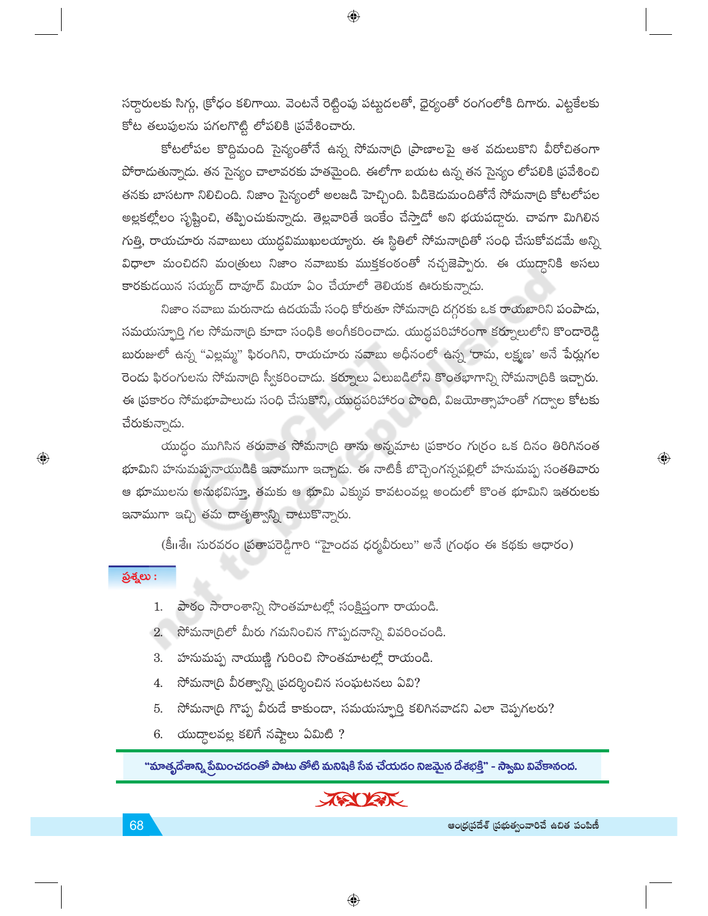సర్దారులకు సిగ్గు, క్రోధం కలిగాయి. వెంటనే రెట్టింపు పట్టుదలతో, ధైర్యంతో రంగంలోకి దిగారు. ఎట్టకేలకు కోట తలుపులను పగలగొట్టి లోపలికి ప్రవేశించారు.

కోటలోపల కొద్దిమంది సైన్యంతోనే ఉన్న సోమనాద్రి ప్రాణాలపై ఆశ వదులుకొని వీరోచితంగా పోరాడుతున్నాడు. తన సైన్యం చాలావరకు హతమైంది. ఈలోగా బయట ఉన్న తన సైన్యం లోపలికి ప్రవేశించి తనకు బాసటగా నిలిచింది. నిజాం సైన్యంలో అలజడి హెచ్చింది. పిడికెడుమందితోనే సోమనాద్రి కోటలోపల అల్లకల్లోలం సృష్టించి, తప్పించుకున్నాడు. తెల్లవారితే ఇంకేం చేస్తాడో అని భయపడ్డారు. చావగా మిగిలిన గుత్తి, రాయచూరు నవాబులు యుద్ధవిముఖులయ్యారు. ఈ స్థితిలో సోమనాద్రితో సంధి చేసుకోవడమే అన్ని విధాలా మంచిదని మంత్రులు నిజాం నవాబుకు ముక్తకంఠంతో నచ్చజెప్పారు. ఈ యుద్ధానికి అసలు కారకుడయిన సయ్యద్ దావూద్ మియా ఏం చేయాలో తెలియక ఊరుకున్నాడు.

నిజాం నవాబు మరునాడు ఉదయమే సంధి కోరుతూ సోమనాద్రి దగ్గరకు ఒక రాయబారిని పంపాడు, సమయస్ఫూర్తి గల సోమనాద్రి కూడా సంధికి అంగీకరించాడు. యుద్ధపరిహారంగా కర్నూలులోని కొండారెడ్డి బురుజులో ఉన్న "ఎల్లమ్మ" ఫిరంగిని, రాయచూరు నవాబు అధీనంలో ఉన్న 'రామ, లక్ష్మణ' అనే పేర్లుగల రెండు ఫిరంగులను సోమనాద్రి స్వీకరించాడు. కర్నూలు ఏలుబడిలోని కొంతభాగాన్ని సోమనాద్రికి ఇచ్చారు. ఈ ప్రకారం సోమభూపాలుడు సంధి చేసుకొని, యుద్ధపరిహారం పొంది, విజయోత్సాహంతో గద్వాల కోటకు చేరుకున్నాడు.

యుద్ధం ముగిసిన తరువాత సోమనాద్రి తాను అన్నమాట ప్రకారం గుర్రం ఒక దినం తిరిగినంత భూమిని హనుమప్పనాయుడికి ఇనాముగా ఇచ్చాడు. ఈ నాటికీ బొచ్చెంగన్నపల్లిలో హనుమప్ప సంతతివారు ఆ భూములను అనుభవిస్తూ, తమకు ఆ భూమి ఎక్కువ కావటంవల్ల అందులో కొంత భూమిని ఇతరులకు ఇనాముగా ఇచ్చి తమ దాతృత్వాన్ని చాటుకొన్నారు.

(కీ॥శే॥ సురవరం ప్రతాపరెడ్డిగారి "హైందవ ధర్మవీరులు" అనే గ్రంథం ఈ కథకు ఆధారం)

**ప్రశ్నలు :**

1. పాఠం సారాంశాన్ని సొంతమాటల్లో సంక్షిప్తంగా రాయండి.
2. సోమనాద్రిలో మీరు గమనించిన గొప్పదనాన్ని వివరించండి.
3. హనుమప్ప నాయుణ్ణి గురించి సొంతమాటల్లో రాయండి.
4. సోమనాద్రి వీరత్వాన్ని ప్రదర్శించిన సంఘటనలు ఏవి?
5. సోమనాద్రి గొప్ప వీరుడే కాకుండా, సమయస్ఫూర్తి కలిగినవాడని ఎలా చెప్పగలరు?
6. యుద్ధాలవల్ల కలిగే నష్టాలు ఏమిటి ?

**"మాతృదేశాన్ని ప్రేమించడంతో పాటు తోటి మనిషికి సేవ చేయడం నిజమైన దేశభక్తి" - స్వామి వివేకానంద.**